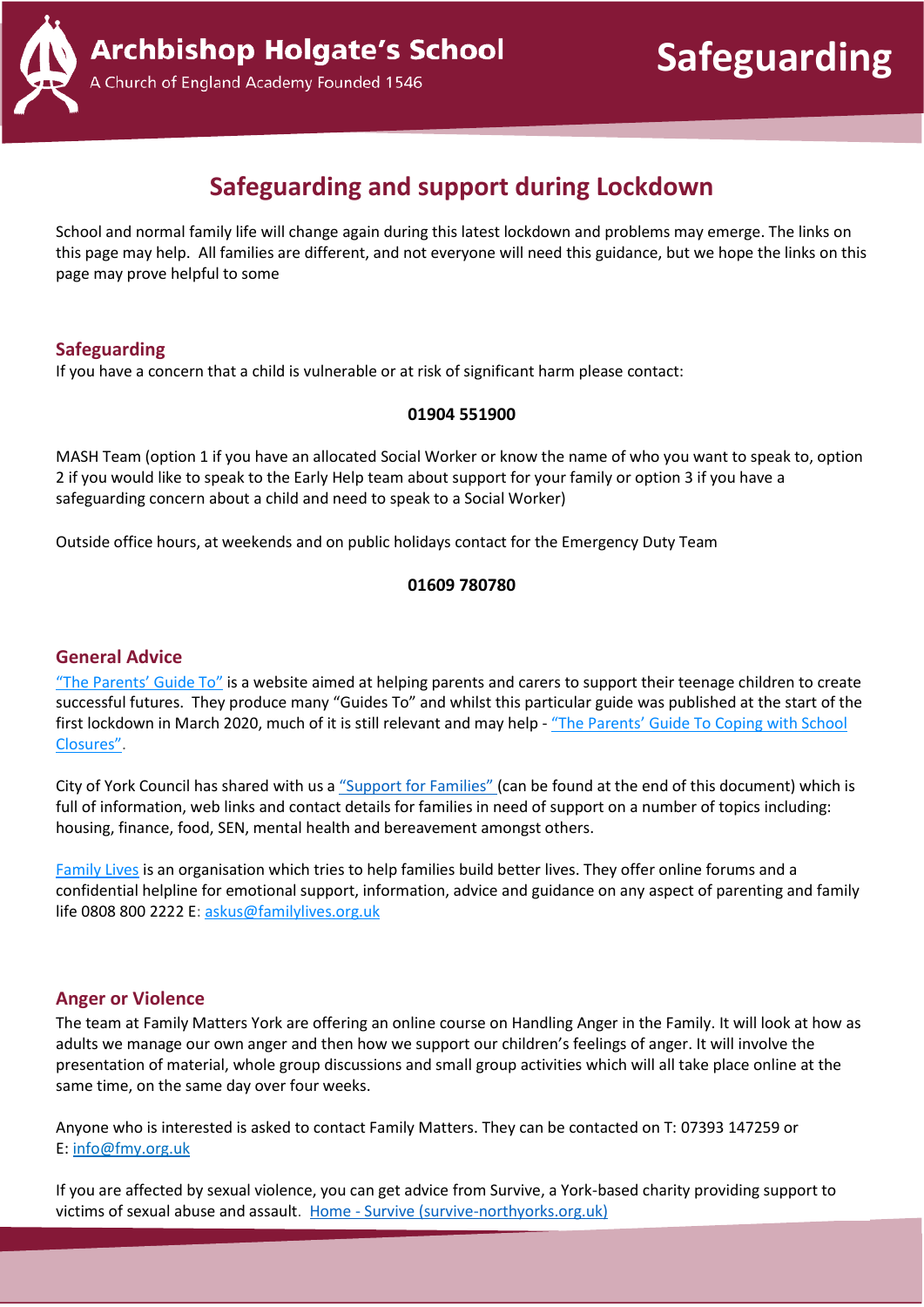Archbishop Holgate's School

A Church of England Academy Founded 1546

Safeguarding

# Safeguarding and support during Lockdown

School and normal family life will change again during this latest lockdown and problems may emerge. The links on this page may help. All families are different, and not everyone will need this guidance, but we hope the links on this page may prove helpful to some

## Safeguarding

If you have a concern that a child is vulnerable or at risk of significant harm please contact:

**01904 551900**

MASH Team (option 1 if you have an allocated Social Worker or know the name of who you want to speak to, option 2 if you would like to speak to the Early Help team about support for your family or option 3 if you have a safeguarding concern about a child and need to speak to a Social Worker)

Outside office hours, at weekends and on public holidays contact for the Emergency Duty Team

**01609 780780**

## General Advice

"The Parents' Guide To" is a website aimed at helping parents and carers to support their teenage children to create successful futures. They produce many "Guides To" and whilst this particular guide was published at the start of the first lockdown in March 2020, much of it is still relevant and may help - "The Parents' Guide To Coping with School Closures".

City of York Council has shared with us a "Support for Families" (can be found at the end of this document) which is full of information, web links and contact details for families in need of support on a number of topics including: housing, finance, food, SEN, mental health and bereavement amongst others.

Family Lives is an organisation which tries to help families build better lives. They offer online forums and a confidential helpline for emotional support, information, advice and guidance on any aspect of parenting and family life 0808 800 2222 E: askus@familylives.org.uk

## Anger or Violence

The team at Family Matters York are offering an online course on Handling Anger in the Family. It will look at how as adults we manage our own anger and then how we support our children's feelings of anger. It will involve the presentation of material, whole group discussions and small group activities which will all take place online at the same time, on the same day over four weeks.

Anyone who is interested is asked to contact Family Matters. They can be contacted on T: 07393 147259 or E: info@fmy.org.uk

If you are affected by sexual violence, you can get advice from Survive, a York-based charity providing support to victims of sexual abuse and assault. Home - Survive (survive-northyorks.org.uk)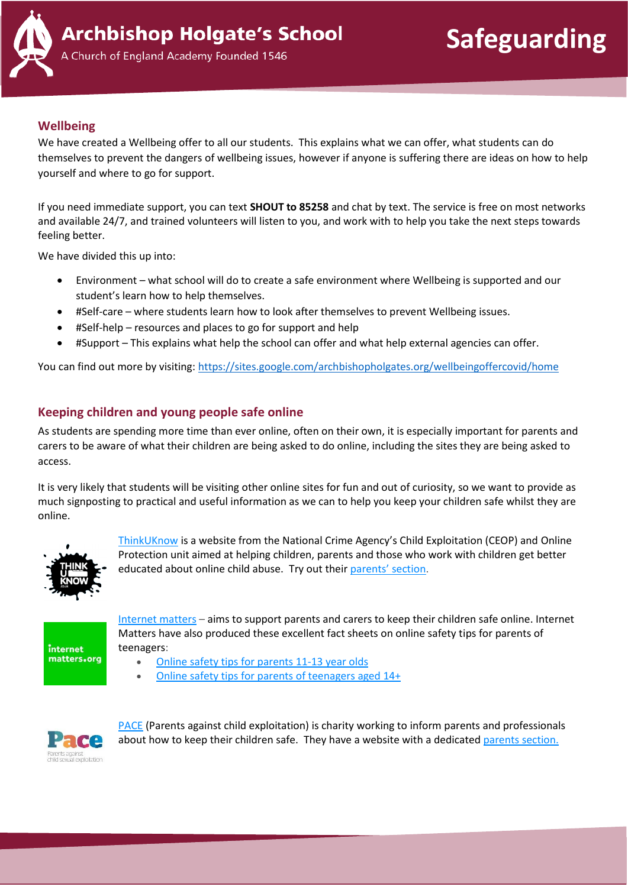# Archbishop Holgate's School

A Church of England Academy Founded 1546

# Safeguarding

## Wellbeing

We have created a Wellbeing offer to all our students. This explains what we can offer, what students can do themselves to prevent the dangers of wellbeing issues, however if anyone is suffering there are ideas on how to help yourself and where to go for support.

If you need immediate support, you can text **SHOUT to 85258** and chat by text. The service is free on most networks and available 24/7, and trained volunteers will listen to you, and work with to help you take the next steps towards feeling better.

We have divided this up into:

- Environment – what school will do to create a safe environment where Wellbeing is supported and our student's learn how to help themselves.
- #Self-care – where students learn how to look after themselves to prevent Wellbeing issues.
- #Self-help – resources and places to go for support and help
- #Support – This explains what help the school can offer and what help external agencies can offer.

You can find out more by visiting: https://sites.google.com/archbishopholgates.org/wellbeingoffercovid/home

## Keeping children and young people safe online

As students are spending more time than ever online, often on their own, it is especially important for parents and carers to be aware of what their children are being asked to do online, including the sites they are being asked to access.

It is very likely that students will be visiting other online sites for fun and out of curiosity, so we want to provide as much signposting to practical and useful information as we can to help you keep your children safe whilst they are online.

ThinkUKnow is a website from the National Crime Agency's Child Exploitation (CEOP) and Online Protection unit aimed at helping children, parents and those who work with children get better educated about online child abuse. Try out their parents' section.

Internet matters – aims to support parents and carers to keep their children safe online. Internet Matters have also produced these excellent fact sheets on online safety tips for parents of teenagers:

- Online safety tips for parents 11-13 year olds
- Online safety tips for parents of teenagers aged 14+

PACE (Parents against child exploitation) is charity working to inform parents and professionals about how to keep their children safe. They have a website with a dedicated parents section.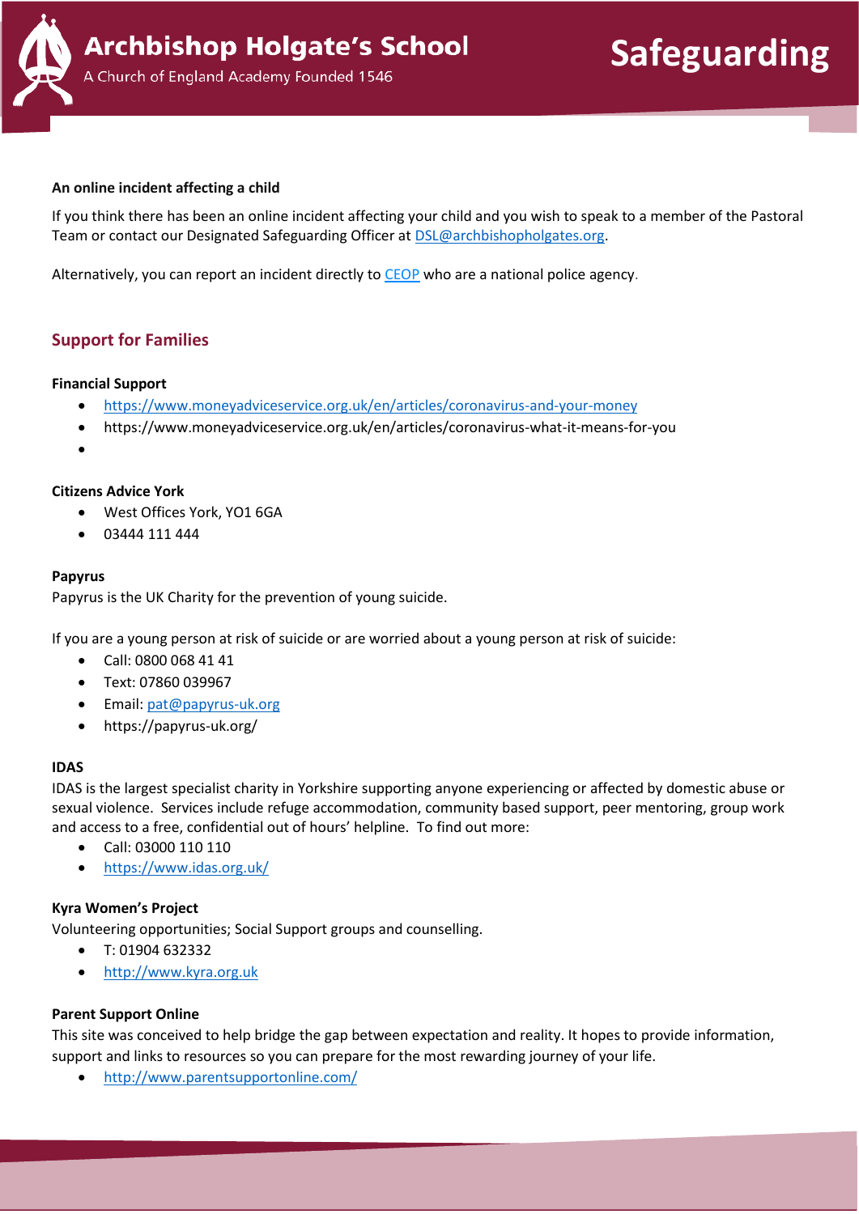**An online incident affecting a child**

If you think there has been an online incident affecting your child and you wish to speak to a member of the Pastoral Team or contact our Designated Safeguarding Officer at DSL@archbishopholgates.org.

Alternatively, you can report an incident directly to CEOP who are a national police agency.

## Support for Families

**Financial Support**

- https://www.moneyadviceservice.org.uk/en/articles/coronavirus-and-your-money
- https://www.moneyadviceservice.org.uk/en/articles/coronavirus-what-it-means-for-you
-

**Citizens Advice York**

- West Offices York, YO1 6GA
- 03444 111 444

**Papyrus**

Papyrus is the UK Charity for the prevention of young suicide.

If you are a young person at risk of suicide or are worried about a young person at risk of suicide:

- Call: 0800 068 41 41
- Text: 07860 039967
- Email: pat@papyrus-uk.org
- https://papyrus-uk.org/

**IDAS**

IDAS is the largest specialist charity in Yorkshire supporting anyone experiencing or affected by domestic abuse or sexual violence. Services include refuge accommodation, community based support, peer mentoring, group work and access to a free, confidential out of hours' helpline. To find out more:

- Call: 03000 110 110
- https://www.idas.org.uk/

**Kyra Women's Project**

Volunteering opportunities; Social Support groups and counselling.

- T: 01904 632332
- http://www.kyra.org.uk

**Parent Support Online**

This site was conceived to help bridge the gap between expectation and reality. It hopes to provide information, support and links to resources so you can prepare for the most rewarding journey of your life.

- http://www.parentsupportonline.com/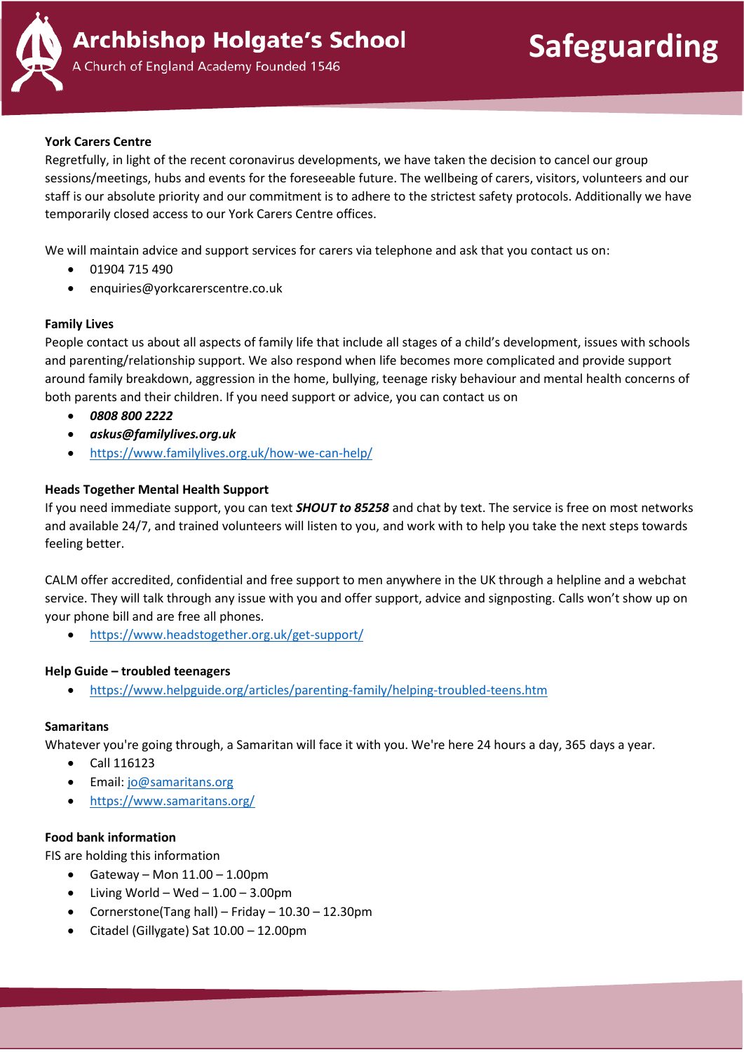**York Carers Centre**

Regretfully, in light of the recent coronavirus developments, we have taken the decision to cancel our group sessions/meetings, hubs and events for the foreseeable future. The wellbeing of carers, visitors, volunteers and our staff is our absolute priority and our commitment is to adhere to the strictest safety protocols. Additionally we have temporarily closed access to our York Carers Centre offices.

We will maintain advice and support services for carers via telephone and ask that you contact us on:

- 01904 715 490
- enquiries@yorkcarerscentre.co.uk

**Family Lives**

People contact us about all aspects of family life that include all stages of a child's development, issues with schools and parenting/relationship support. We also respond when life becomes more complicated and provide support around family breakdown, aggression in the home, bullying, teenage risky behaviour and mental health concerns of both parents and their children. If you need support or advice, you can contact us on

- ***0808 800 2222***
- ***askus@familylives.org.uk***
- https://www.familylives.org.uk/how-we-can-help/

**Heads Together Mental Health Support**

If you need immediate support, you can text ***SHOUT to 85258*** and chat by text. The service is free on most networks and available 24/7, and trained volunteers will listen to you, and work with to help you take the next steps towards feeling better.

CALM offer accredited, confidential and free support to men anywhere in the UK through a helpline and a webchat service. They will talk through any issue with you and offer support, advice and signposting. Calls won't show up on your phone bill and are free all phones.

- https://www.headstogether.org.uk/get-support/

**Help Guide – troubled teenagers**

- https://www.helpguide.org/articles/parenting-family/helping-troubled-teens.htm

**Samaritans**

Whatever you're going through, a Samaritan will face it with you. We're here 24 hours a day, 365 days a year.

- Call 116123
- Email: jo@samaritans.org
- https://www.samaritans.org/

**Food bank information**

FIS are holding this information

- Gateway – Mon 11.00 – 1.00pm
- Living World – Wed – 1.00 – 3.00pm
- Cornerstone(Tang hall) – Friday – 10.30 – 12.30pm
- Citadel (Gillygate) Sat 10.00 – 12.00pm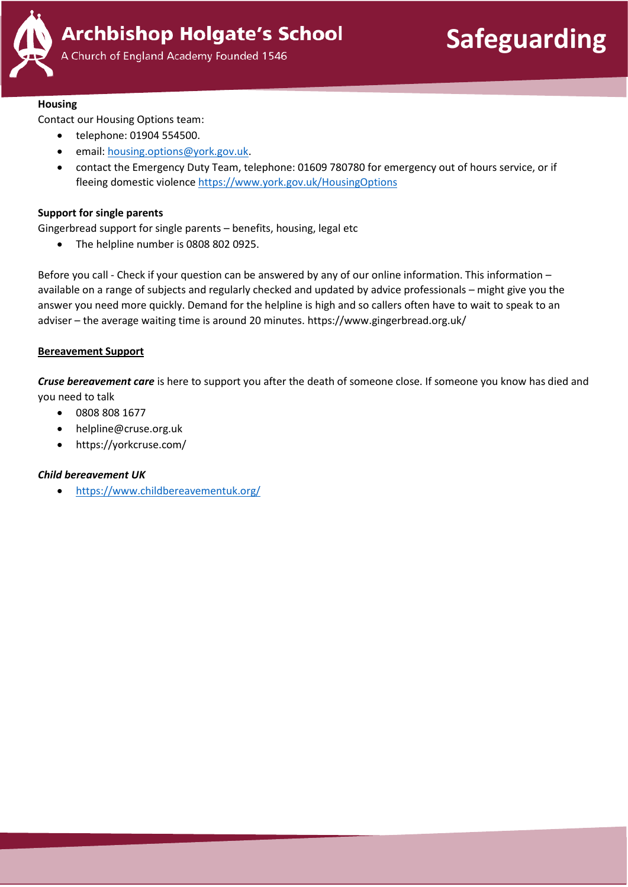**Housing**

Contact our Housing Options team:

- telephone: 01904 554500.
- email: housing.options@york.gov.uk.
- contact the Emergency Duty Team, telephone: 01609 780780 for emergency out of hours service, or if fleeing domestic violence https://www.york.gov.uk/HousingOptions

**Support for single parents**

Gingerbread support for single parents – benefits, housing, legal etc

- The helpline number is 0808 802 0925.

Before you call - Check if your question can be answered by any of our online information. This information – available on a range of subjects and regularly checked and updated by advice professionals – might give you the answer you need more quickly. Demand for the helpline is high and so callers often have to wait to speak to an adviser – the average waiting time is around 20 minutes. https://www.gingerbread.org.uk/

**Bereavement Support**

***Cruse bereavement care*** is here to support you after the death of someone close. If someone you know has died and you need to talk

- 0808 808 1677
- helpline@cruse.org.uk
- https://yorkcruse.com/

***Child bereavement UK***

- https://www.childbereavementuk.org/